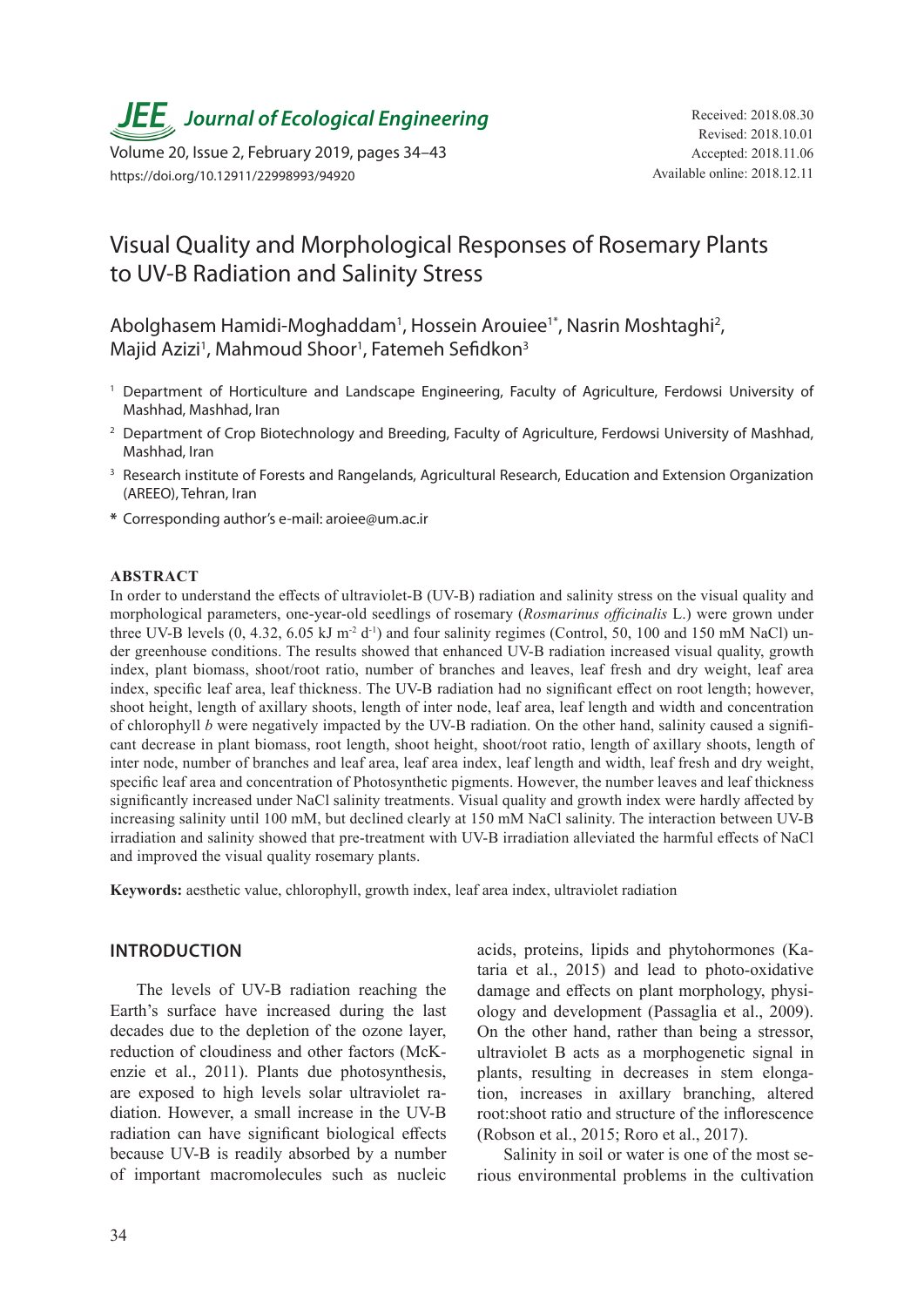# Visual Quality and Morphological Responses of Rosemary Plants to UV-B Radiation and Salinity Stress

Abolghasem Hamidi-Moghaddam[1], Hossein Arouiee[1*], Nasrin Moshtaghi[2], Majid Azizi[1], Mahmoud Shoor[1], Fatemeh Sefidkon[3]

[1] Department of Horticulture and Landscape Engineering, Faculty of Agriculture, Ferdowsi University of Mashhad, Mashhad, Iran

[2] Department of Crop Biotechnology and Breeding, Faculty of Agriculture, Ferdowsi University of Mashhad, Mashhad, Iran

[3] Research institute of Forests and Rangelands, Agricultural Research, Education and Extension Organization (AREEO), Tehran, Iran

[*] Corresponding author's e-mail: aroiee@um.ac.ir

Received: 2018.08.30
Revised: 2018.10.01
Accepted: 2018.11.06
Available online: 2018.12.11

https://doi.org/10.12911/22998993/94920

## ABSTRACT

In order to understand the effects of ultraviolet-B (UV-B) radiation and salinity stress on the visual quality and morphological parameters, one-year-old seedlings of rosemary (*Rosmarinus officinalis* L.) were grown under three UV-B levels (0, 4.32, 6.05 kJ $m^{-2}$ $d^{-1}$) and four salinity regimes (Control, 50, 100 and 150 mM NaCl) under greenhouse conditions. The results showed that enhanced UV-B radiation increased visual quality, growth index, plant biomass, shoot/root ratio, number of branches and leaves, leaf fresh and dry weight, leaf area index, specific leaf area, leaf thickness. The UV-B radiation had no significant effect on root length; however, shoot height, length of axillary shoots, length of inter node, leaf area, leaf length and width and concentration of chlorophyll *b* were negatively impacted by the UV-B radiation. On the other hand, salinity caused a significant decrease in plant biomass, root length, shoot height, shoot/root ratio, length of axillary shoots, length of inter node, number of branches and leaf area, leaf area index, leaf length and width, leaf fresh and dry weight, specific leaf area and concentration of Photosynthetic pigments. However, the number leaves and leaf thickness significantly increased under NaCl salinity treatments. Visual quality and growth index were hardly affected by increasing salinity until 100 mM, but declined clearly at 150 mM NaCl salinity. The interaction between UV-B irradiation and salinity showed that pre-treatment with UV-B irradiation alleviated the harmful effects of NaCl and improved the visual quality rosemary plants.

**Keywords:** aesthetic value, chlorophyll, growth index, leaf area index, ultraviolet radiation

## INTRODUCTION

The levels of UV-B radiation reaching the Earth's surface have increased during the last decades due to the depletion of the ozone layer, reduction of cloudiness and other factors (McKenzie et al., 2011). Plants due photosynthesis, are exposed to high levels solar ultraviolet radiation. However, a small increase in the UV-B radiation can have significant biological effects because UV-B is readily absorbed by a number of important macromolecules such as nucleic acids, proteins, lipids and phytohormones (Kataria et al., 2015) and lead to photo-oxidative damage and effects on plant morphology, physiology and development (Passaglia et al., 2009). On the other hand, rather than being a stressor, ultraviolet B acts as a morphogenetic signal in plants, resulting in decreases in stem elongation, increases in axillary branching, altered root:shoot ratio and structure of the inflorescence (Robson et al., 2015; Roro et al., 2017).

Salinity in soil or water is one of the most serious environmental problems in the cultivation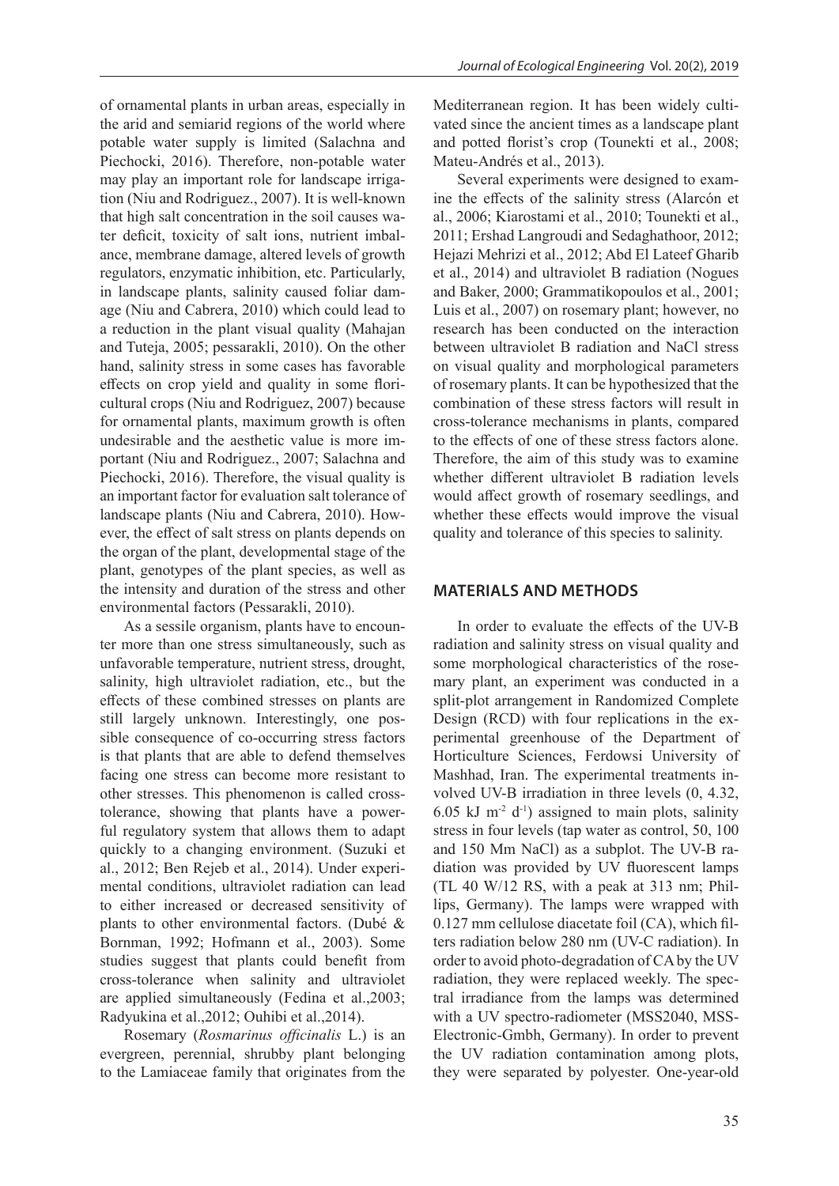of ornamental plants in urban areas, especially in the arid and semiarid regions of the world where potable water supply is limited (Salachna and Piechocki, 2016). Therefore, non-potable water may play an important role for landscape irrigation (Niu and Rodriguez., 2007). It is well-known that high salt concentration in the soil causes water deficit, toxicity of salt ions, nutrient imbalance, membrane damage, altered levels of growth regulators, enzymatic inhibition, etc. Particularly, in landscape plants, salinity caused foliar damage (Niu and Cabrera, 2010) which could lead to a reduction in the plant visual quality (Mahajan and Tuteja, 2005; pessarakli, 2010). On the other hand, salinity stress in some cases has favorable effects on crop yield and quality in some floricultural crops (Niu and Rodriguez, 2007) because for ornamental plants, maximum growth is often undesirable and the aesthetic value is more important (Niu and Rodriguez., 2007; Salachna and Piechocki, 2016). Therefore, the visual quality is an important factor for evaluation salt tolerance of landscape plants (Niu and Cabrera, 2010). However, the effect of salt stress on plants depends on the organ of the plant, developmental stage of the plant, genotypes of the plant species, as well as the intensity and duration of the stress and other environmental factors (Pessarakli, 2010).

As a sessile organism, plants have to encounter more than one stress simultaneously, such as unfavorable temperature, nutrient stress, drought, salinity, high ultraviolet radiation, etc., but the effects of these combined stresses on plants are still largely unknown. Interestingly, one possible consequence of co-occurring stress factors is that plants that are able to defend themselves facing one stress can become more resistant to other stresses. This phenomenon is called cross-tolerance, showing that plants have a powerful regulatory system that allows them to adapt quickly to a changing environment. (Suzuki et al., 2012; Ben Rejeb et al., 2014). Under experimental conditions, ultraviolet radiation can lead to either increased or decreased sensitivity of plants to other environmental factors. (Dubé & Bornman, 1992; Hofmann et al., 2003). Some studies suggest that plants could benefit from cross-tolerance when salinity and ultraviolet are applied simultaneously (Fedina et al.,2003; Radyukina et al.,2012; Ouhibi et al.,2014).

Rosemary (*Rosmarinus officinalis* L.) is an evergreen, perennial, shrubby plant belonging to the Lamiaceae family that originates from the Mediterranean region. It has been widely cultivated since the ancient times as a landscape plant and potted florist's crop (Tounekti et al., 2008; Mateu-Andrés et al., 2013).

Several experiments were designed to examine the effects of the salinity stress (Alarcón et al., 2006; Kiarostami et al., 2010; Tounekti et al., 2011; Ershad Langroudi and Sedaghathoor, 2012; Hejazi Mehrizi et al., 2012; Abd El Lateef Gharib et al., 2014) and ultraviolet B radiation (Nogues and Baker, 2000; Grammatikopoulos et al., 2001; Luis et al., 2007) on rosemary plant; however, no research has been conducted on the interaction between ultraviolet B radiation and NaCl stress on visual quality and morphological parameters of rosemary plants. It can be hypothesized that the combination of these stress factors will result in cross-tolerance mechanisms in plants, compared to the effects of one of these stress factors alone. Therefore, the aim of this study was to examine whether different ultraviolet B radiation levels would affect growth of rosemary seedlings, and whether these effects would improve the visual quality and tolerance of this species to salinity.

## MATERIALS AND METHODS

In order to evaluate the effects of the UV-B radiation and salinity stress on visual quality and some morphological characteristics of the rosemary plant, an experiment was conducted in a split-plot arrangement in Randomized Complete Design (RCD) with four replications in the experimental greenhouse of the Department of Horticulture Sciences, Ferdowsi University of Mashhad, Iran. The experimental treatments involved UV-B irradiation in three levels (0, 4.32, 6.05 kJ $m^{-2}$ $d^{-1}$) assigned to main plots, salinity stress in four levels (tap water as control, 50, 100 and 150 Mm NaCl) as a subplot. The UV-B radiation was provided by UV fluorescent lamps (TL 40 W/12 RS, with a peak at 313 nm; Phillips, Germany). The lamps were wrapped with 0.127 mm cellulose diacetate foil (CA), which filters radiation below 280 nm (UV-C radiation). In order to avoid photo-degradation of CA by the UV radiation, they were replaced weekly. The spectral irradiance from the lamps was determined with a UV spectro-radiometer (MSS2040, MSS-Electronic-Gmbh, Germany). In order to prevent the UV radiation contamination among plots, they were separated by polyester. One-year-old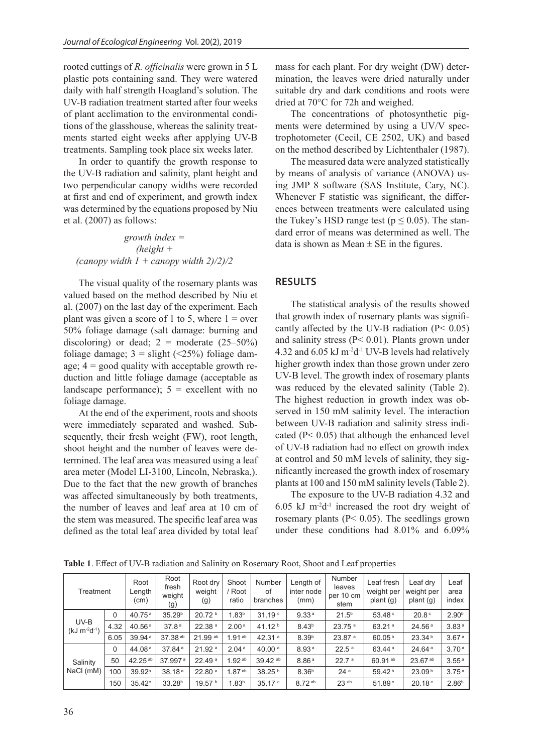rooted cuttings of *R. officinalis* were grown in 5 L plastic pots containing sand. They were watered daily with half strength Hoagland's solution. The UV-B radiation treatment started after four weeks of plant acclimation to the environmental conditions of the glasshouse, whereas the salinity treatments started eight weeks after applying UV-B treatments. Sampling took place six weeks later.

In order to quantify the growth response to the UV-B radiation and salinity, plant height and two perpendicular canopy widths were recorded at first and end of experiment, and growth index was determined by the equations proposed by Niu et al. (2007) as follows:

$$\text{growth index} = (\text{height} + (\text{canopy width 1} + \text{canopy width 2})/2)/2$$

The visual quality of the rosemary plants was valued based on the method described by Niu et al. (2007) on the last day of the experiment. Each plant was given a score of 1 to 5, where 1 = over 50% foliage damage (salt damage: burning and discoloring) or dead; 2 = moderate (25–50%) foliage damage; 3 = slight (<25%) foliage damage; 4 = good quality with acceptable growth reduction and little foliage damage (acceptable as landscape performance); 5 = excellent with no foliage damage.

At the end of the experiment, roots and shoots were immediately separated and washed. Subsequently, their fresh weight (FW), root length, shoot height and the number of leaves were determined. The leaf area was measured using a leaf area meter (Model LI-3100, Lincoln, Nebraska,). Due to the fact that the new growth of branches was affected simultaneously by both treatments, the number of leaves and leaf area at 10 cm of the stem was measured. The specific leaf area was defined as the total leaf area divided by total leaf mass for each plant. For dry weight (DW) determination, the leaves were dried naturally under suitable dry and dark conditions and roots were dried at 70°C for 72h and weighed.

The concentrations of photosynthetic pigments were determined by using a UV/V spectrophotometer (Cecil, CE 2502, UK) and based on the method described by Lichtenthaler (1987).

The measured data were analyzed statistically by means of analysis of variance (ANOVA) using JMP 8 software (SAS Institute, Cary, NC). Whenever F statistic was significant, the differences between treatments were calculated using the Tukey's HSD range test ($p \leq 0.05$). The standard error of means was determined as well. The data is shown as Mean ± SE in the figures.

## RESULTS

The statistical analysis of the results showed that growth index of rosemary plants was significantly affected by the UV-B radiation ($P < 0.05$) and salinity stress ($P < 0.01$). Plants grown under 4.32 and 6.05 kJ $m^{-2}d^{-1}$ UV-B levels had relatively higher growth index than those grown under zero UV-B level. The growth index of rosemary plants was reduced by the elevated salinity (Table 2). The highest reduction in growth index was observed in 150 mM salinity level. The interaction between UV-B radiation and salinity stress indicated ($P < 0.05$) that although the enhanced level of UV-B radiation had no effect on growth index at control and 50 mM levels of salinity, they significantly increased the growth index of rosemary plants at 100 and 150 mM salinity levels (Table 2).

The exposure to the UV-B radiation 4.32 and 6.05 kJ $m^{-2}d^{-1}$ increased the root dry weight of rosemary plants ($P < 0.05$). The seedlings grown under these conditions had 8.01% and 6.09%

**Table 1**. Effect of UV-B radiation and Salinity on Rosemary Root, Shoot and Leaf properties

| Treatment | | Root Length (cm) | Root fresh weight (g) | Root dry weight (g) | Shoot / Root ratio | Number of branches | Length of inter node (mm) | Number leaves per 10 cm stem | Leaf fresh weight per plant (g) | Leaf dry weight per plant (g) | Leaf area index |
|---|---|---|---|---|---|---|---|---|---|---|---|
| UV-B (kJ $m^{-2}d^{-1}$) | 0 | 40.75 a | 35.29b | 20.72 b | 1.83b | 31.19 c | 9.33 a | 21.5b | 53.48 c | 20.8 c | 2.90b |
| | 4.32 | 40.56 a | 37.8 a | 22.38 a | 2.00 a | 41.12 b | 8.43b | 23.75 a | 63.21 a | 24.56 a | 3.83 a |
| | 6.05 | 39.94 a | 37.38 ab | 21.99 ab | 1.91 ab | 42.31 a | 8.39b | 23.87 a | 60.05 b | 23.34 b | 3.67 a |
| Salinity NaCl (mM) | 0 | 44.08 a | 37.84 a | 21.92 a | 2.04 a | 40.00 a | 8.93 a | 22.5 a | 63.44 a | 24.64 a | 3.70 a |
| | 50 | 42.25 ab | 37.997 a | 22.49 a | 1.92 ab | 39.42 ab | 8.86 a | 22.7 a | 60.91 ab | 23.67 ab | 3.55 a |
| | 100 | 39.92b | 38.18 a | 22.80 a | 1.87 ab | 38.25 b | 8.36b | 24 a | 59.42 b | 23.09 b | 3.75 a |
| | 150 | 35.42c | 33.28b | 19.57 b | 1.83b | 35.17 c | 8.72 ab | 23 ab | 51.89 c | 20.18 c | 2.86b |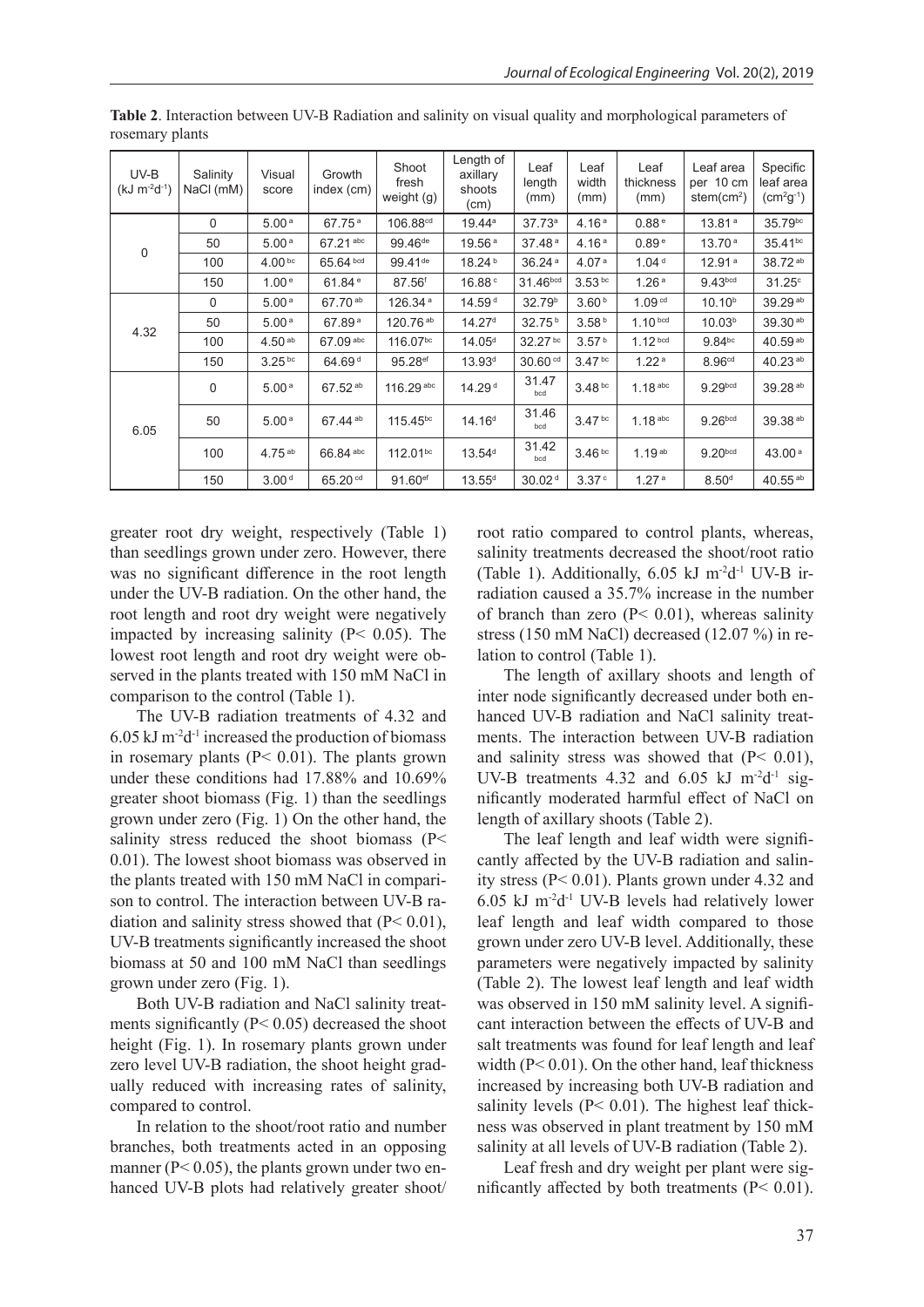**Table 2**. Interaction between UV-B Radiation and salinity on visual quality and morphological parameters of rosemary plants

| UV-B ($kJ\ m^{-2}d^{-1}$) | Salinity NaCl (mM) | Visual score | Growth index (cm) | Shoot fresh weight (g) | Length of axillary shoots (cm) | Leaf length (mm) | Leaf width (mm) | Leaf thickness (mm) | Leaf area per 10 cm stem($cm^2$) | Specific leaf area ($cm^2g^{-1}$) |
|---|---|---|---|---|---|---|---|---|---|---|
| 0 | 0 | 5.00 $^{a}$ | 67.75 $^{a}$ | 106.88$^{cd}$ | 19.44$^{a}$ | 37.73$^{a}$ | 4.16 $^{a}$ | 0.88 $^{e}$ | 13.81 $^{a}$ | 35.79$^{bc}$ |
| | 50 | 5.00 $^{a}$ | 67.21 $^{abc}$ | 99.46$^{de}$ | 19.56 $^{a}$ | 37.48 $^{a}$ | 4.16 $^{a}$ | 0.89 $^{e}$ | 13.70 $^{a}$ | 35.41$^{bc}$ |
| | 100 | 4.00 $^{bc}$ | 65.64 $^{bcd}$ | 99.41$^{de}$ | 18.24 $^{b}$ | 36.24 $^{a}$ | 4.07 $^{a}$ | 1.04 $^{d}$ | 12.91 $^{a}$ | 38.72 $^{ab}$ |
| | 150 | 1.00 $^{e}$ | 61.84 $^{e}$ | 87.56$^{f}$ | 16.88 $^{c}$ | 31.46$^{bcd}$ | 3.53 $^{bc}$ | 1.26 $^{a}$ | 9.43$^{bcd}$ | 31.25$^{c}$ |
| 4.32 | 0 | 5.00 $^{a}$ | 67.70 $^{ab}$ | 126.34 $^{a}$ | 14.59 $^{d}$ | 32.79$^{b}$ | 3.60 $^{b}$ | 1.09 $^{cd}$ | 10.10$^{b}$ | 39.29 $^{ab}$ |
| | 50 | 5.00 $^{a}$ | 67.89 $^{a}$ | 120.76 $^{ab}$ | 14.27$^{d}$ | 32.75 $^{b}$ | 3.58 $^{b}$ | 1.10 $^{bcd}$ | 10.03$^{b}$ | 39.30 $^{ab}$ |
| | 100 | 4.50 $^{ab}$ | 67.09 $^{abc}$ | 116.07$^{bc}$ | 14.05$^{d}$ | 32.27 $^{bc}$ | 3.57 $^{b}$ | 1.12 $^{bcd}$ | 9.84$^{bc}$ | 40.59 $^{ab}$ |
| | 150 | 3.25 $^{bc}$ | 64.69 $^{d}$ | 95.28$^{ef}$ | 13.93$^{d}$ | 30.60 $^{cd}$ | 3.47 $^{bc}$ | 1.22 $^{a}$ | 8.96$^{cd}$ | 40.23 $^{ab}$ |
| 6.05 | 0 | 5.00 $^{a}$ | 67.52 $^{ab}$ | 116.29 $^{abc}$ | 14.29 $^{d}$ | 31.47 $^{bcd}$ | 3.48 $^{bc}$ | 1.18 $^{abc}$ | 9.29$^{bcd}$ | 39.28 $^{ab}$ |
| | 50 | 5.00 $^{a}$ | 67.44 $^{ab}$ | 115.45$^{bc}$ | 14.16$^{d}$ | 31.46 $^{bcd}$ | 3.47 $^{bc}$ | 1.18 $^{abc}$ | 9.26$^{bcd}$ | 39.38 $^{ab}$ |
| | 100 | 4.75 $^{ab}$ | 66.84 $^{abc}$ | 112.01$^{bc}$ | 13.54$^{d}$ | 31.42 $^{bcd}$ | 3.46 $^{bc}$ | 1.19 $^{ab}$ | 9.20$^{bcd}$ | 43.00 $^{a}$ |
| | 150 | 3.00 $^{d}$ | 65.20 $^{cd}$ | 91.60$^{ef}$ | 13.55$^{d}$ | 30.02 $^{d}$ | 3.37 $^{c}$ | 1.27 $^{a}$ | 8.50$^{d}$ | 40.55 $^{ab}$ |

greater root dry weight, respectively (Table 1) than seedlings grown under zero. However, there was no significant difference in the root length under the UV-B radiation. On the other hand, the root length and root dry weight were negatively impacted by increasing salinity ($P< 0.05$). The lowest root length and root dry weight were observed in the plants treated with 150 mM NaCl in comparison to the control (Table 1).

The UV-B radiation treatments of 4.32 and 6.05 $kJ\ m^{-2}d^{-1}$ increased the production of biomass in rosemary plants ($P< 0.01$). The plants grown under these conditions had 17.88% and 10.69% greater shoot biomass (Fig. 1) than the seedlings grown under zero (Fig. 1) On the other hand, the salinity stress reduced the shoot biomass ($P< 0.01$). The lowest shoot biomass was observed in the plants treated with 150 mM NaCl in comparison to control. The interaction between UV-B radiation and salinity stress showed that ($P< 0.01$), UV-B treatments significantly increased the shoot biomass at 50 and 100 mM NaCl than seedlings grown under zero (Fig. 1).

Both UV-B radiation and NaCl salinity treatments significantly ($P< 0.05$) decreased the shoot height (Fig. 1). In rosemary plants grown under zero level UV-B radiation, the shoot height gradually reduced with increasing rates of salinity, compared to control.

In relation to the shoot/root ratio and number branches, both treatments acted in an opposing manner ($P< 0.05$), the plants grown under two enhanced UV-B plots had relatively greater shoot/root ratio compared to control plants, whereas, salinity treatments decreased the shoot/root ratio (Table 1). Additionally, 6.05 $kJ\ m^{-2}d^{-1}$ UV-B irradiation caused a 35.7% increase in the number of branch than zero ($P< 0.01$), whereas salinity stress (150 mM NaCl) decreased (12.07 %) in relation to control (Table 1).

The length of axillary shoots and length of inter node significantly decreased under both enhanced UV-B radiation and NaCl salinity treatments. The interaction between UV-B radiation and salinity stress was showed that ($P< 0.01$), UV-B treatments 4.32 and 6.05 $kJ\ m^{-2}d^{-1}$ significantly moderated harmful effect of NaCl on length of axillary shoots (Table 2).

The leaf length and leaf width were significantly affected by the UV-B radiation and salinity stress ($P< 0.01$). Plants grown under 4.32 and 6.05 $kJ\ m^{-2}d^{-1}$ UV-B levels had relatively lower leaf length and leaf width compared to those grown under zero UV-B level. Additionally, these parameters were negatively impacted by salinity (Table 2). The lowest leaf length and leaf width was observed in 150 mM salinity level. A significant interaction between the effects of UV-B and salt treatments was found for leaf length and leaf width ($P< 0.01$). On the other hand, leaf thickness increased by increasing both UV-B radiation and salinity levels ($P< 0.01$). The highest leaf thickness was observed in plant treatment by 150 mM salinity at all levels of UV-B radiation (Table 2).

Leaf fresh and dry weight per plant were significantly affected by both treatments ($P< 0.01$).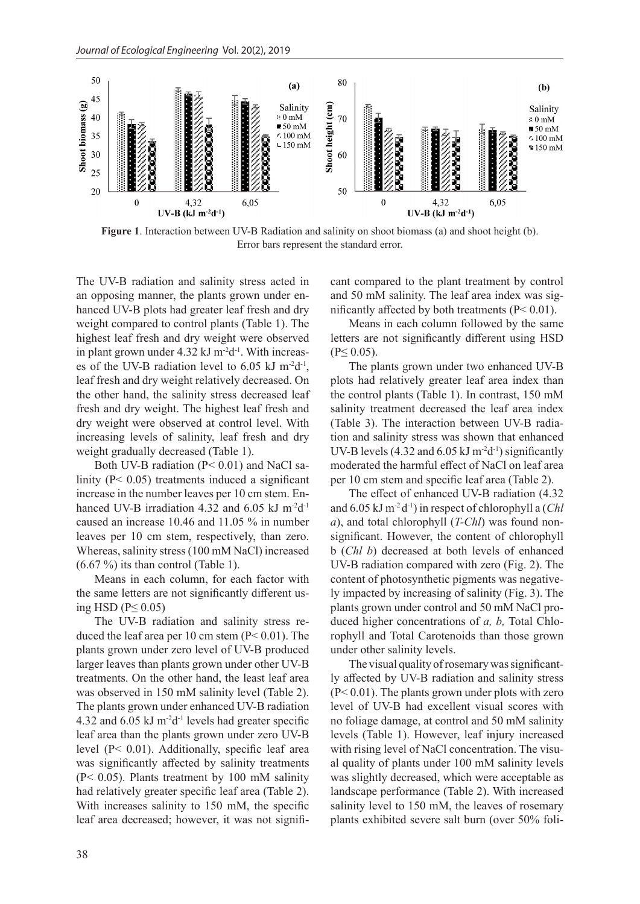**Figure 1**. Interaction between UV-B Radiation and salinity on shoot biomass (a) and shoot height (b). Error bars represent the standard error.

The UV-B radiation and salinity stress acted in an opposing manner, the plants grown under enhanced UV-B plots had greater leaf fresh and dry weight compared to control plants (Table 1). The highest leaf fresh and dry weight were observed in plant grown under 4.32 kJ $m^{-2}d^{-1}$. With increases of the UV-B radiation level to 6.05 kJ $m^{-2}d^{-1}$, leaf fresh and dry weight relatively decreased. On the other hand, the salinity stress decreased leaf fresh and dry weight. The highest leaf fresh and dry weight were observed at control level. With increasing levels of salinity, leaf fresh and dry weight gradually decreased (Table 1).

Both UV-B radiation ($P< 0.01$) and NaCl salinity ($P< 0.05$) treatments induced a significant increase in the number leaves per 10 cm stem. Enhanced UV-B irradiation 4.32 and 6.05 kJ $m^{-2}d^{-1}$ caused an increase 10.46 and 11.05 % in number leaves per 10 cm stem, respectively, than zero. Whereas, salinity stress (100 mM NaCl) increased (6.67 %) its than control (Table 1).

Means in each column, for each factor with the same letters are not significantly different using HSD ($P\leq 0.05$)

The UV-B radiation and salinity stress reduced the leaf area per 10 cm stem ($P< 0.01$). The plants grown under zero level of UV-B produced larger leaves than plants grown under other UV-B treatments. On the other hand, the least leaf area was observed in 150 mM salinity level (Table 2). The plants grown under enhanced UV-B radiation 4.32 and 6.05 kJ $m^{-2}d^{-1}$ levels had greater specific leaf area than the plants grown under zero UV-B level ($P< 0.01$). Additionally, specific leaf area was significantly affected by salinity treatments ($P< 0.05$). Plants treatment by 100 mM salinity had relatively greater specific leaf area (Table 2). With increases salinity to 150 mM, the specific leaf area decreased; however, it was not significant compared to the plant treatment by control and 50 mM salinity. The leaf area index was significantly affected by both treatments ($P< 0.01$).

Means in each column followed by the same letters are not significantly different using HSD ($P\leq 0.05$).

The plants grown under two enhanced UV-B plots had relatively greater leaf area index than the control plants (Table 1). In contrast, 150 mM salinity treatment decreased the leaf area index (Table 3). The interaction between UV-B radiation and salinity stress was shown that enhanced UV-B levels (4.32 and 6.05 kJ $m^{-2}d^{-1}$) significantly moderated the harmful effect of NaCl on leaf area per 10 cm stem and specific leaf area (Table 2).

The effect of enhanced UV-B radiation (4.32 and 6.05 kJ $m^{-2}$ $d^{-1}$) in respect of chlorophyll a (*Chl a*), and total chlorophyll (*T-Chl*) was found non-significant. However, the content of chlorophyll b (*Chl b*) decreased at both levels of enhanced UV-B radiation compared with zero (Fig. 2). The content of photosynthetic pigments was negatively impacted by increasing of salinity (Fig. 3). The plants grown under control and 50 mM NaCl produced higher concentrations of *a, b,* Total Chlorophyll and Total Carotenoids than those grown under other salinity levels.

The visual quality of rosemary was significantly affected by UV-B radiation and salinity stress ($P< 0.01$). The plants grown under plots with zero level of UV-B had excellent visual scores with no foliage damage, at control and 50 mM salinity levels (Table 1). However, leaf injury increased with rising level of NaCl concentration. The visual quality of plants under 100 mM salinity levels was slightly decreased, which were acceptable as landscape performance (Table 2). With increased salinity level to 150 mM, the leaves of rosemary plants exhibited severe salt burn (over 50% foli-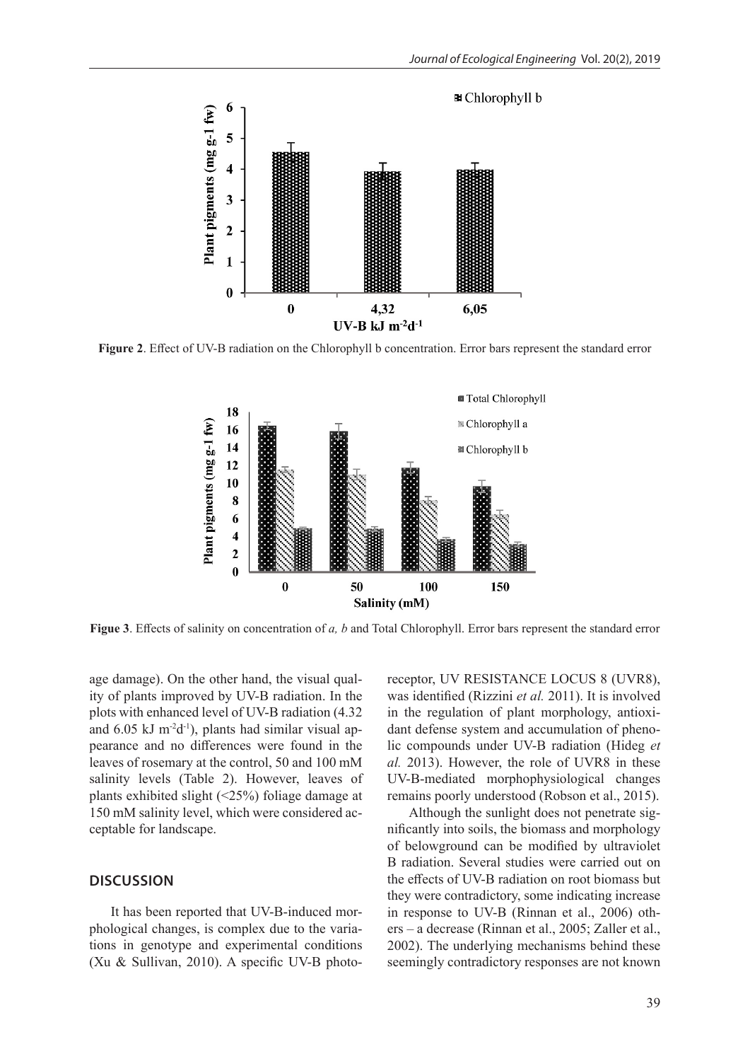**Figure 2**. Effect of UV-B radiation on the Chlorophyll b concentration. Error bars represent the standard error

**Figue 3**. Effects of salinity on concentration of *a, b* and Total Chlorophyll. Error bars represent the standard error

age damage). On the other hand, the visual quality of plants improved by UV-B radiation. In the plots with enhanced level of UV-B radiation (4.32 and 6.05 kJ $m^{-2}d^{-1}$), plants had similar visual appearance and no differences were found in the leaves of rosemary at the control, 50 and 100 mM salinity levels (Table 2). However, leaves of plants exhibited slight (<25%) foliage damage at 150 mM salinity level, which were considered acceptable for landscape.

## DISCUSSION

It has been reported that UV-B-induced morphological changes, is complex due to the variations in genotype and experimental conditions (Xu & Sullivan, 2010). A specific UV-B photoreceptor, UV RESISTANCE LOCUS 8 (UVR8), was identified (Rizzini *et al.* 2011). It is involved in the regulation of plant morphology, antioxidant defense system and accumulation of phenolic compounds under UV-B radiation (Hideg *et al.* 2013). However, the role of UVR8 in these UV-B-mediated morphophysiological changes remains poorly understood (Robson et al., 2015).

Although the sunlight does not penetrate significantly into soils, the biomass and morphology of belowground can be modified by ultraviolet B radiation. Several studies were carried out on the effects of UV-B radiation on root biomass but they were contradictory, some indicating increase in response to UV-B (Rinnan et al., 2006) others – a decrease (Rinnan et al., 2005; Zaller et al., 2002). The underlying mechanisms behind these seemingly contradictory responses are not known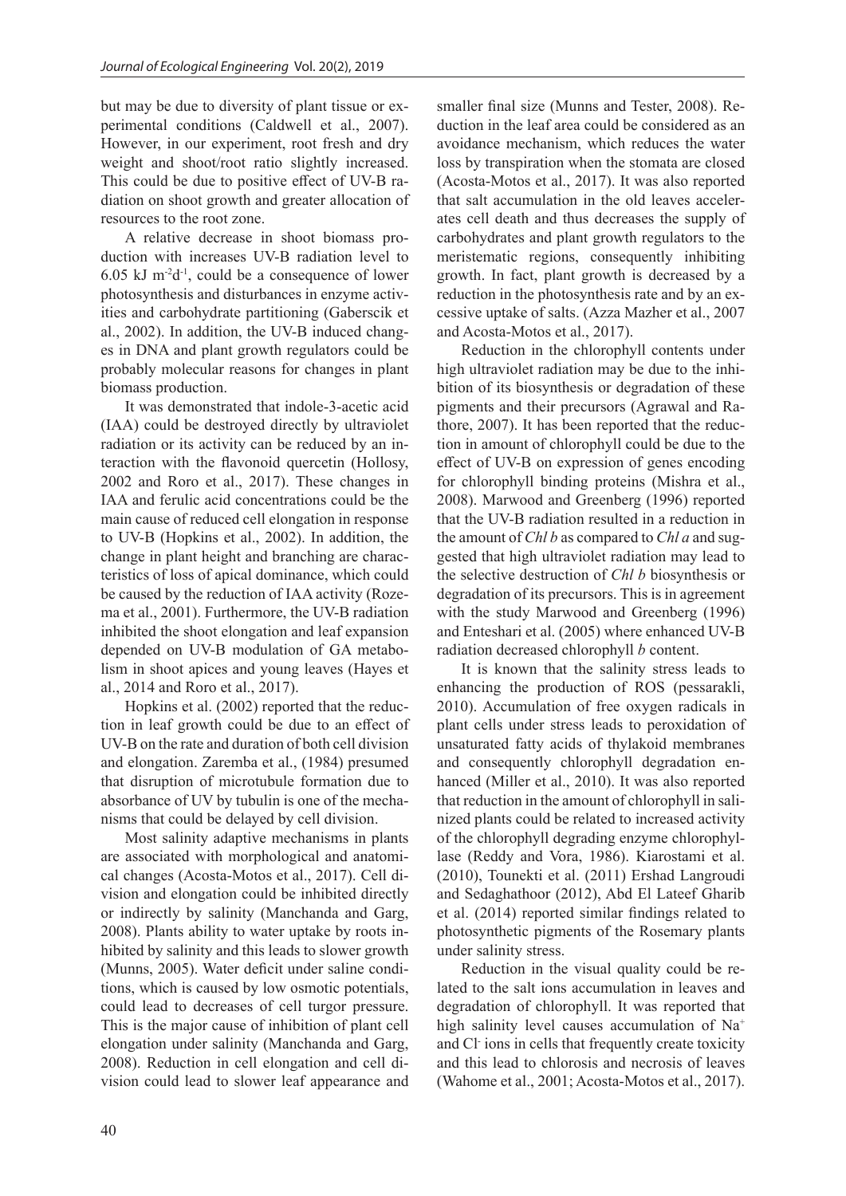but may be due to diversity of plant tissue or experimental conditions (Caldwell et al., 2007). However, in our experiment, root fresh and dry weight and shoot/root ratio slightly increased. This could be due to positive effect of UV-B radiation on shoot growth and greater allocation of resources to the root zone.

A relative decrease in shoot biomass production with increases UV-B radiation level to 6.05 kJ $m^{-2}d^{-1}$, could be a consequence of lower photosynthesis and disturbances in enzyme activities and carbohydrate partitioning (Gaberscik et al., 2002). In addition, the UV-B induced changes in DNA and plant growth regulators could be probably molecular reasons for changes in plant biomass production.

It was demonstrated that indole-3-acetic acid (IAA) could be destroyed directly by ultraviolet radiation or its activity can be reduced by an interaction with the flavonoid quercetin (Hollosy, 2002 and Roro et al., 2017). These changes in IAA and ferulic acid concentrations could be the main cause of reduced cell elongation in response to UV-B (Hopkins et al., 2002). In addition, the change in plant height and branching are characteristics of loss of apical dominance, which could be caused by the reduction of IAA activity (Rozema et al., 2001). Furthermore, the UV-B radiation inhibited the shoot elongation and leaf expansion depended on UV-B modulation of GA metabolism in shoot apices and young leaves (Hayes et al., 2014 and Roro et al., 2017).

Hopkins et al. (2002) reported that the reduction in leaf growth could be due to an effect of UV-B on the rate and duration of both cell division and elongation. Zaremba et al., (1984) presumed that disruption of microtubule formation due to absorbance of UV by tubulin is one of the mechanisms that could be delayed by cell division.

Most salinity adaptive mechanisms in plants are associated with morphological and anatomical changes (Acosta-Motos et al., 2017). Cell division and elongation could be inhibited directly or indirectly by salinity (Manchanda and Garg, 2008). Plants ability to water uptake by roots inhibited by salinity and this leads to slower growth (Munns, 2005). Water deficit under saline conditions, which is caused by low osmotic potentials, could lead to decreases of cell turgor pressure. This is the major cause of inhibition of plant cell elongation under salinity (Manchanda and Garg, 2008). Reduction in cell elongation and cell division could lead to slower leaf appearance and smaller final size (Munns and Tester, 2008). Reduction in the leaf area could be considered as an avoidance mechanism, which reduces the water loss by transpiration when the stomata are closed (Acosta-Motos et al., 2017). It was also reported that salt accumulation in the old leaves accelerates cell death and thus decreases the supply of carbohydrates and plant growth regulators to the meristematic regions, consequently inhibiting growth. In fact, plant growth is decreased by a reduction in the photosynthesis rate and by an excessive uptake of salts. (Azza Mazher et al., 2007 and Acosta-Motos et al., 2017).

Reduction in the chlorophyll contents under high ultraviolet radiation may be due to the inhibition of its biosynthesis or degradation of these pigments and their precursors (Agrawal and Rathore, 2007). It has been reported that the reduction in amount of chlorophyll could be due to the effect of UV-B on expression of genes encoding for chlorophyll binding proteins (Mishra et al., 2008). Marwood and Greenberg (1996) reported that the UV-B radiation resulted in a reduction in the amount of *Chl b* as compared to *Chl a* and suggested that high ultraviolet radiation may lead to the selective destruction of *Chl b* biosynthesis or degradation of its precursors. This is in agreement with the study Marwood and Greenberg (1996) and Enteshari et al. (2005) where enhanced UV-B radiation decreased chlorophyll *b* content.

It is known that the salinity stress leads to enhancing the production of ROS (pessarakli, 2010). Accumulation of free oxygen radicals in plant cells under stress leads to peroxidation of unsaturated fatty acids of thylakoid membranes and consequently chlorophyll degradation enhanced (Miller et al., 2010). It was also reported that reduction in the amount of chlorophyll in salinized plants could be related to increased activity of the chlorophyll degrading enzyme chlorophyllase (Reddy and Vora, 1986). Kiarostami et al. (2010), Tounekti et al. (2011) Ershad Langroudi and Sedaghathoor (2012), Abd El Lateef Gharib et al. (2014) reported similar findings related to photosynthetic pigments of the Rosemary plants under salinity stress.

Reduction in the visual quality could be related to the salt ions accumulation in leaves and degradation of chlorophyll. It was reported that high salinity level causes accumulation of $Na^{+}$ and $Cl^{-}$ ions in cells that frequently create toxicity and this lead to chlorosis and necrosis of leaves (Wahome et al., 2001; Acosta-Motos et al., 2017).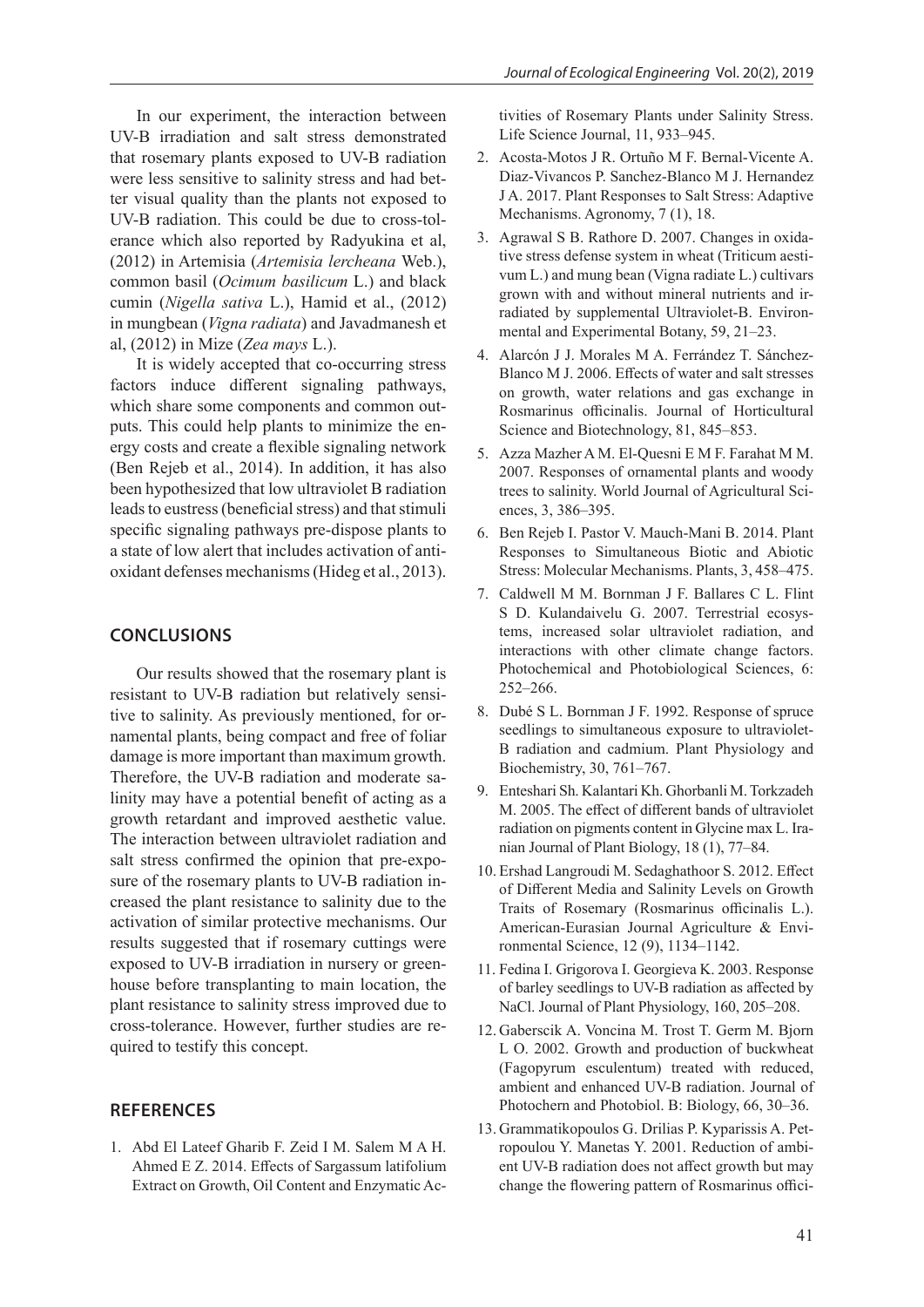In our experiment, the interaction between UV-B irradiation and salt stress demonstrated that rosemary plants exposed to UV-B radiation were less sensitive to salinity stress and had better visual quality than the plants not exposed to UV-B radiation. This could be due to cross-tolerance which also reported by Radyukina et al, (2012) in Artemisia (*Artemisia lercheana* Web.), common basil (*Ocimum basilicum* L.) and black cumin (*Nigella sativa* L.), Hamid et al., (2012) in mungbean (*Vigna radiata*) and Javadmanesh et al, (2012) in Mize (*Zea mays* L.).

It is widely accepted that co-occurring stress factors induce different signaling pathways, which share some components and common outputs. This could help plants to minimize the energy costs and create a flexible signaling network (Ben Rejeb et al., 2014). In addition, it has also been hypothesized that low ultraviolet B radiation leads to eustress (beneficial stress) and that stimuli specific signaling pathways pre-dispose plants to a state of low alert that includes activation of antioxidant defenses mechanisms (Hideg et al., 2013).

## CONCLUSIONS

Our results showed that the rosemary plant is resistant to UV-B radiation but relatively sensitive to salinity. As previously mentioned, for ornamental plants, being compact and free of foliar damage is more important than maximum growth. Therefore, the UV-B radiation and moderate salinity may have a potential benefit of acting as a growth retardant and improved aesthetic value. The interaction between ultraviolet radiation and salt stress confirmed the opinion that pre-exposure of the rosemary plants to UV-B radiation increased the plant resistance to salinity due to the activation of similar protective mechanisms. Our results suggested that if rosemary cuttings were exposed to UV-B irradiation in nursery or greenhouse before transplanting to main location, the plant resistance to salinity stress improved due to cross-tolerance. However, further studies are required to testify this concept.

## REFERENCES

1. Abd El Lateef Gharib F. Zeid I M. Salem M A H. Ahmed E Z. 2014. Effects of Sargassum latifolium Extract on Growth, Oil Content and Enzymatic Activities of Rosemary Plants under Salinity Stress. Life Science Journal, 11, 933–945.
2. Acosta-Motos J R. Ortuño M F. Bernal-Vicente A. Diaz-Vivancos P. Sanchez-Blanco M J. Hernandez J A. 2017. Plant Responses to Salt Stress: Adaptive Mechanisms. Agronomy, 7 (1), 18.
3. Agrawal S B. Rathore D. 2007. Changes in oxidative stress defense system in wheat (Triticum aestivum L.) and mung bean (Vigna radiate L.) cultivars grown with and without mineral nutrients and irradiated by supplemental Ultraviolet-B. Environmental and Experimental Botany, 59, 21–23.
4. Alarcón J J. Morales M A. Ferrández T. Sánchez-Blanco M J. 2006. Effects of water and salt stresses on growth, water relations and gas exchange in Rosmarinus officinalis. Journal of Horticultural Science and Biotechnology, 81, 845–853.
5. Azza Mazher A M. El-Quesni E M F. Farahat M M. 2007. Responses of ornamental plants and woody trees to salinity. World Journal of Agricultural Sciences, 3, 386–395.
6. Ben Rejeb I. Pastor V. Mauch-Mani B. 2014. Plant Responses to Simultaneous Biotic and Abiotic Stress: Molecular Mechanisms. Plants, 3, 458–475.
7. Caldwell M M. Bornman J F. Ballares C L. Flint S D. Kulandaivelu G. 2007. Terrestrial ecosystems, increased solar ultraviolet radiation, and interactions with other climate change factors. Photochemical and Photobiological Sciences, 6: 252–266.
8. Dubé S L. Bornman J F. 1992. Response of spruce seedlings to simultaneous exposure to ultraviolet-B radiation and cadmium. Plant Physiology and Biochemistry, 30, 761–767.
9. Enteshari Sh. Kalantari Kh. Ghorbanli M. Torkzadeh M. 2005. The effect of different bands of ultraviolet radiation on pigments content in Glycine max L. Iranian Journal of Plant Biology, 18 (1), 77–84.
10. Ershad Langroudi M. Sedaghathoor S. 2012. Effect of Different Media and Salinity Levels on Growth Traits of Rosemary (Rosmarinus officinalis L.). American-Eurasian Journal Agriculture & Environmental Science, 12 (9), 1134–1142.
11. Fedina I. Grigorova I. Georgieva K. 2003. Response of barley seedlings to UV-B radiation as affected by NaCl. Journal of Plant Physiology, 160, 205–208.
12. Gaberscik A. Voncina M. Trost T. Germ M. Bjorn L O. 2002. Growth and production of buckwheat (Fagopyrum esculentum) treated with reduced, ambient and enhanced UV-B radiation. Journal of Photochem and Photobiol. B: Biology, 66, 30–36.
13. Grammatikopoulos G. Drilias P. Kyparissis A. Petropoulou Y. Manetas Y. 2001. Reduction of ambient UV-B radiation does not affect growth but may change the flowering pattern of Rosmarinus offici-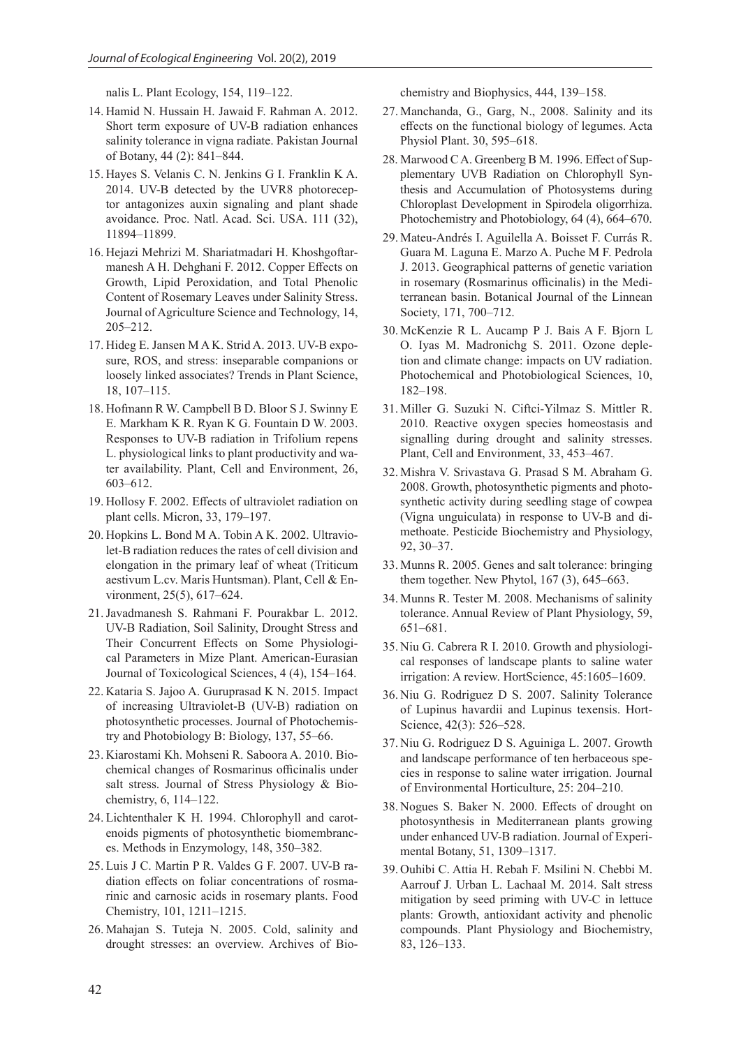nalis L. Plant Ecology, 154, 119–122.

14. Hamid N. Hussain H. Jawaid F. Rahman A. 2012. Short term exposure of UV-B radiation enhances salinity tolerance in vigna radiate. Pakistan Journal of Botany, 44 (2): 841–844.
15. Hayes S. Velanis C. N. Jenkins G I. Franklin K A. 2014. UV-B detected by the UVR8 photoreceptor antagonizes auxin signaling and plant shade avoidance. Proc. Natl. Acad. Sci. USA. 111 (32), 11894–11899.
16. Hejazi Mehrizi M. Shariatmadari H. Khoshgoftarmanesh A H. Dehghani F. 2012. Copper Effects on Growth, Lipid Peroxidation, and Total Phenolic Content of Rosemary Leaves under Salinity Stress. Journal of Agriculture Science and Technology, 14, 205–212.
17. Hideg E. Jansen M A K. Strid A. 2013. UV-B exposure, ROS, and stress: inseparable companions or loosely linked associates? Trends in Plant Science, 18, 107–115.
18. Hofmann R W. Campbell B D. Bloor S J. Swinny E E. Markham K R. Ryan K G. Fountain D W. 2003. Responses to UV-B radiation in Trifolium repens L. physiological links to plant productivity and water availability. Plant, Cell and Environment, 26, 603–612.
19. Hollosy F. 2002. Effects of ultraviolet radiation on plant cells. Micron, 33, 179–197.
20. Hopkins L. Bond M A. Tobin A K. 2002. Ultraviolet-B radiation reduces the rates of cell division and elongation in the primary leaf of wheat (Triticum aestivum L.cv. Maris Huntsman). Plant, Cell & Environment, 25(5), 617–624.
21. Javadmanesh S. Rahmani F. Pourakbar L. 2012. UV-B Radiation, Soil Salinity, Drought Stress and Their Concurrent Effects on Some Physiological Parameters in Mize Plant. American-Eurasian Journal of Toxicological Sciences, 4 (4), 154–164.
22. Kataria S. Jajoo A. Guruprasad K N. 2015. Impact of increasing Ultraviolet-B (UV-B) radiation on photosynthetic processes. Journal of Photochemistry and Photobiology B: Biology, 137, 55–66.
23. Kiarostami Kh. Mohseni R. Saboora A. 2010. Biochemical changes of Rosmarinus officinalis under salt stress. Journal of Stress Physiology & Biochemistry, 6, 114–122.
24. Lichtenthaler K H. 1994. Chlorophyll and carotenoids pigments of photosynthetic biomembrances. Methods in Enzymology, 148, 350–382.
25. Luis J C. Martin P R. Valdes G F. 2007. UV-B radiation effects on foliar concentrations of rosmarinic and carnosic acids in rosemary plants. Food Chemistry, 101, 1211–1215.
26. Mahajan S. Tuteja N. 2005. Cold, salinity and drought stresses: an overview. Archives of Biochemistry and Biophysics, 444, 139–158.
27. Manchanda, G., Garg, N., 2008. Salinity and its effects on the functional biology of legumes. Acta Physiol Plant. 30, 595–618.
28. Marwood C A. Greenberg B M. 1996. Effect of Supplementary UVB Radiation on Chlorophyll Synthesis and Accumulation of Photosystems during Chloroplast Development in Spirodela oligorrhiza. Photochemistry and Photobiology, 64 (4), 664–670.
29. Mateu-Andrés I. Aguilella A. Boisset F. Currás R. Guara M. Laguna E. Marzo A. Puche M F. Pedrola J. 2013. Geographical patterns of genetic variation in rosemary (Rosmarinus officinalis) in the Mediterranean basin. Botanical Journal of the Linnean Society, 171, 700–712.
30. McKenzie R L. Aucamp P J. Bais A F. Bjorn L O. Iyas M. Madronichg S. 2011. Ozone depletion and climate change: impacts on UV radiation. Photochemical and Photobiological Sciences, 10, 182–198.
31. Miller G. Suzuki N. Ciftci-Yilmaz S. Mittler R. 2010. Reactive oxygen species homeostasis and signalling during drought and salinity stresses. Plant, Cell and Environment, 33, 453–467.
32. Mishra V. Srivastava G. Prasad S M. Abraham G. 2008. Growth, photosynthetic pigments and photosynthetic activity during seedling stage of cowpea (Vigna unguiculata) in response to UV-B and dimethoate. Pesticide Biochemistry and Physiology, 92, 30–37.
33. Munns R. 2005. Genes and salt tolerance: bringing them together. New Phytol, 167 (3), 645–663.
34. Munns R. Tester M. 2008. Mechanisms of salinity tolerance. Annual Review of Plant Physiology, 59, 651–681.
35. Niu G. Cabrera R I. 2010. Growth and physiological responses of landscape plants to saline water irrigation: A review. HortScience, 45:1605–1609.
36. Niu G. Rodriguez D S. 2007. Salinity Tolerance of Lupinus havardii and Lupinus texensis. HortScience, 42(3): 526–528.
37. Niu G. Rodriguez D S. Aguiniga L. 2007. Growth and landscape performance of ten herbaceous species in response to saline water irrigation. Journal of Environmental Horticulture, 25: 204–210.
38. Nogues S. Baker N. 2000. Effects of drought on photosynthesis in Mediterranean plants growing under enhanced UV-B radiation. Journal of Experimental Botany, 51, 1309–1317.
39. Ouhibi C. Attia H. Rebah F. Msilini N. Chebbi M. Aarrouf J. Urban L. Lachaal M. 2014. Salt stress mitigation by seed priming with UV-C in lettuce plants: Growth, antioxidant activity and phenolic compounds. Plant Physiology and Biochemistry, 83, 126–133.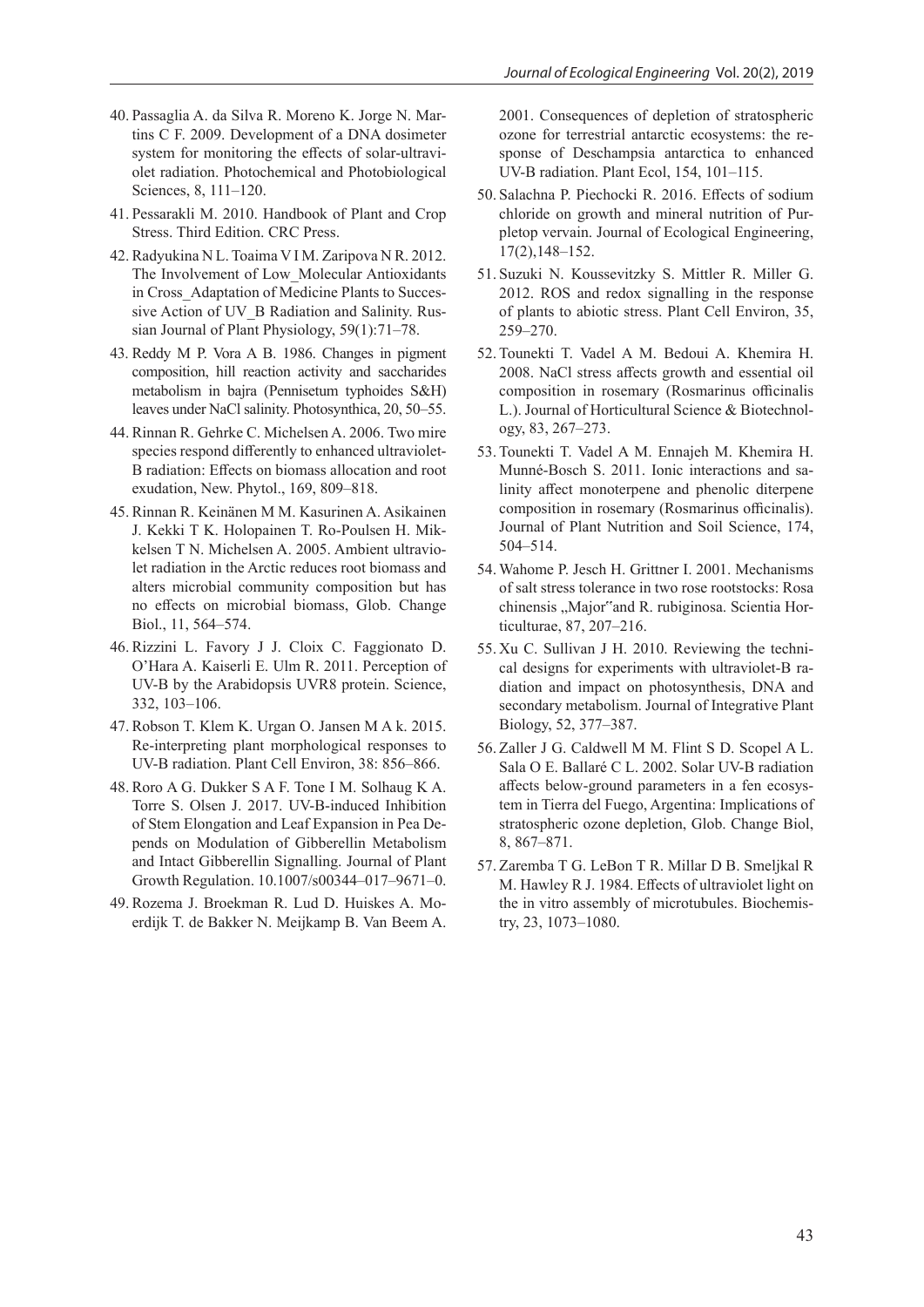40. Passaglia A. da Silva R. Moreno K. Jorge N. Martins C F. 2009. Development of a DNA dosimeter system for monitoring the effects of solar-ultraviolet radiation. Photochemical and Photobiological Sciences, 8, 111–120.
41. Pessarakli M. 2010. Handbook of Plant and Crop Stress. Third Edition. CRC Press.
42. Radyukina N L. Toaima V I M. Zaripova N R. 2012. The Involvement of Low_Molecular Antioxidants in Cross_Adaptation of Medicine Plants to Successive Action of UV_B Radiation and Salinity. Russian Journal of Plant Physiology, 59(1):71–78.
43. Reddy M P. Vora A B. 1986. Changes in pigment composition, hill reaction activity and saccharides metabolism in bajra (Pennisetum typhoides S&H) leaves under NaCl salinity. Photosynthica, 20, 50–55.
44. Rinnan R. Gehrke C. Michelsen A. 2006. Two mire species respond differently to enhanced ultraviolet-B radiation: Effects on biomass allocation and root exudation, New. Phytol., 169, 809–818.
45. Rinnan R. Keinänen M M. Kasurinen A. Asikainen J. Kekki T K. Holopainen T. Ro-Poulsen H. Mikkelsen T N. Michelsen A. 2005. Ambient ultraviolet radiation in the Arctic reduces root biomass and alters microbial community composition but has no effects on microbial biomass, Glob. Change Biol., 11, 564–574.
46. Rizzini L. Favory J J. Cloix C. Faggionato D. O'Hara A. Kaiserli E. Ulm R. 2011. Perception of UV-B by the Arabidopsis UVR8 protein. Science, 332, 103–106.
47. Robson T. Klem K. Urgan O. Jansen M A k. 2015. Re-interpreting plant morphological responses to UV-B radiation. Plant Cell Environ, 38: 856–866.
48. Roro A G. Dukker S A F. Tone I M. Solhaug K A. Torre S. Olsen J. 2017. UV-B-induced Inhibition of Stem Elongation and Leaf Expansion in Pea Depends on Modulation of Gibberellin Metabolism and Intact Gibberellin Signalling. Journal of Plant Growth Regulation. 10.1007/s00344–017–9671–0.
49. Rozema J. Broekman R. Lud D. Huiskes A. Moerdijk T. de Bakker N. Meijkamp B. Van Beem A. 2001. Consequences of depletion of stratospheric ozone for terrestrial antarctic ecosystems: the response of Deschampsia antarctica to enhanced UV-B radiation. Plant Ecol, 154, 101–115.
50. Salachna P. Piechocki R. 2016. Effects of sodium chloride on growth and mineral nutrition of Purpletop vervain. Journal of Ecological Engineering, 17(2),148–152.
51. Suzuki N. Koussevitzky S. Mittler R. Miller G. 2012. ROS and redox signalling in the response of plants to abiotic stress. Plant Cell Environ, 35, 259–270.
52. Tounekti T. Vadel A M. Bedoui A. Khemira H. 2008. NaCl stress affects growth and essential oil composition in rosemary (Rosmarinus officinalis L.). Journal of Horticultural Science & Biotechnology, 83, 267–273.
53. Tounekti T. Vadel A M. Ennajeh M. Khemira H. Munné-Bosch S. 2011. Ionic interactions and salinity affect monoterpene and phenolic diterpene composition in rosemary (Rosmarinus officinalis). Journal of Plant Nutrition and Soil Science, 174, 504–514.
54. Wahome P. Jesch H. Grittner I. 2001. Mechanisms of salt stress tolerance in two rose rootstocks: Rosa chinensis „Major"and R. rubiginosa. Scientia Horticulturae, 87, 207–216.
55. Xu C. Sullivan J H. 2010. Reviewing the technical designs for experiments with ultraviolet-B radiation and impact on photosynthesis, DNA and secondary metabolism. Journal of Integrative Plant Biology, 52, 377–387.
56. Zaller J G. Caldwell M M. Flint S D. Scopel A L. Sala O E. Ballaré C L. 2002. Solar UV-B radiation affects below-ground parameters in a fen ecosystem in Tierra del Fuego, Argentina: Implications of stratospheric ozone depletion, Glob. Change Biol, 8, 867–871.
57. Zaremba T G. LeBon T R. Millar D B. Smeljkal R M. Hawley R J. 1984. Effects of ultraviolet light on the in vitro assembly of microtubules. Biochemistry, 23, 1073–1080.